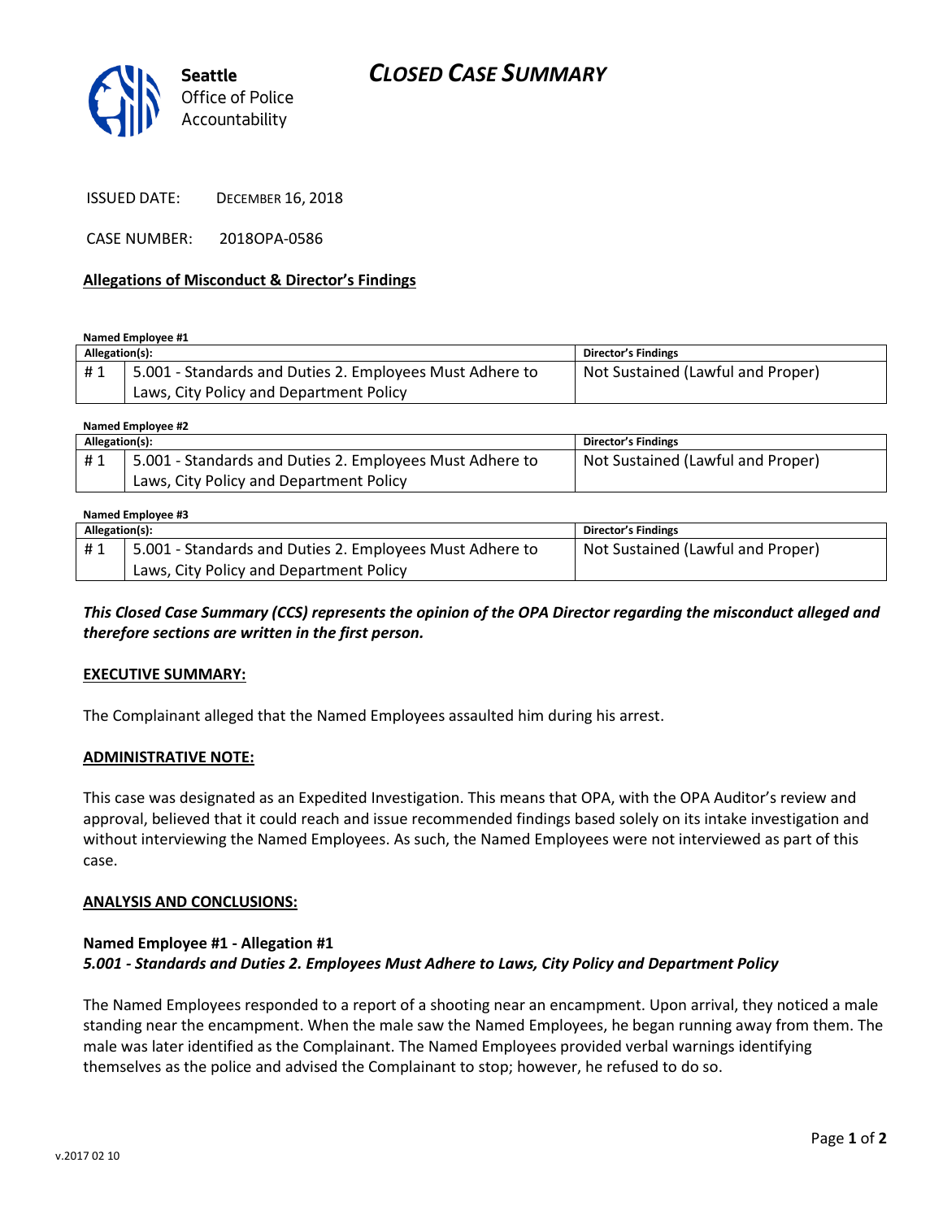# CLOSED CASE SUMMARY

Seattle Office of Police Accountability

ISSUED DATE: DECEMBER 16, 2018

CASE NUMBER: 2018OPA-0586

**Allegations of Misconduct & Director's Findings**

**Named Employee #1**

| Allegation(s): | | Director's Findings |
|---|---|---|
| # 1 | 5.001 - Standards and Duties 2. Employees Must Adhere to Laws, City Policy and Department Policy | Not Sustained (Lawful and Proper) |

**Named Employee #2**

| Allegation(s): | | Director's Findings |
|---|---|---|
| # 1 | 5.001 - Standards and Duties 2. Employees Must Adhere to Laws, City Policy and Department Policy | Not Sustained (Lawful and Proper) |

**Named Employee #3**

| Allegation(s): | | Director's Findings |
|---|---|---|
| # 1 | 5.001 - Standards and Duties 2. Employees Must Adhere to Laws, City Policy and Department Policy | Not Sustained (Lawful and Proper) |

***This Closed Case Summary (CCS) represents the opinion of the OPA Director regarding the misconduct alleged and therefore sections are written in the first person.***

**EXECUTIVE SUMMARY:**

The Complainant alleged that the Named Employees assaulted him during his arrest.

**ADMINISTRATIVE NOTE:**

This case was designated as an Expedited Investigation. This means that OPA, with the OPA Auditor's review and approval, believed that it could reach and issue recommended findings based solely on its intake investigation and without interviewing the Named Employees. As such, the Named Employees were not interviewed as part of this case.

**ANALYSIS AND CONCLUSIONS:**

**Named Employee #1 - Allegation #1**
***5.001 - Standards and Duties 2. Employees Must Adhere to Laws, City Policy and Department Policy***

The Named Employees responded to a report of a shooting near an encampment. Upon arrival, they noticed a male standing near the encampment. When the male saw the Named Employees, he began running away from them. The male was later identified as the Complainant. The Named Employees provided verbal warnings identifying themselves as the police and advised the Complainant to stop; however, he refused to do so.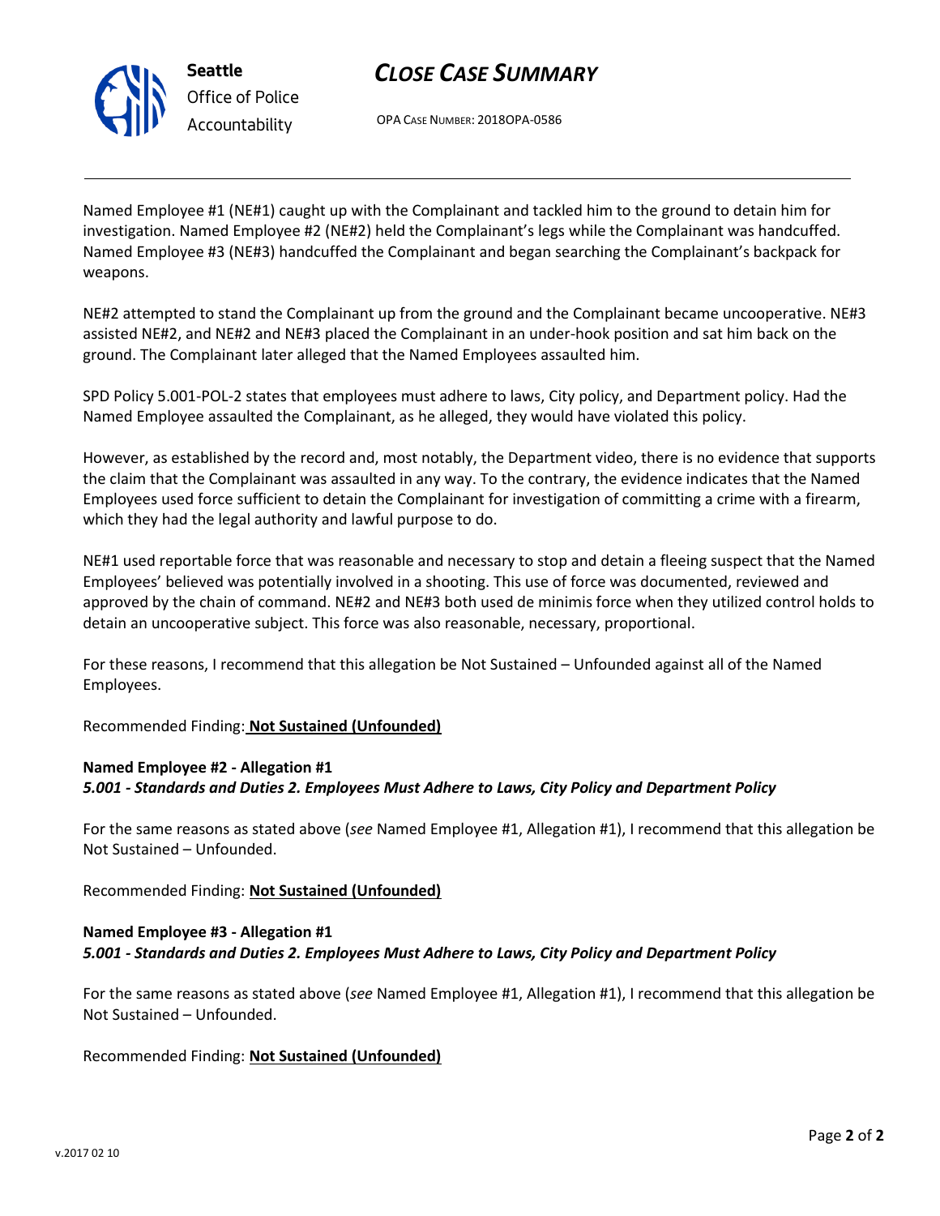Named Employee #1 (NE#1) caught up with the Complainant and tackled him to the ground to detain him for investigation. Named Employee #2 (NE#2) held the Complainant's legs while the Complainant was handcuffed. Named Employee #3 (NE#3) handcuffed the Complainant and began searching the Complainant's backpack for weapons.

NE#2 attempted to stand the Complainant up from the ground and the Complainant became uncooperative. NE#3 assisted NE#2, and NE#2 and NE#3 placed the Complainant in an under-hook position and sat him back on the ground. The Complainant later alleged that the Named Employees assaulted him.

SPD Policy 5.001-POL-2 states that employees must adhere to laws, City policy, and Department policy. Had the Named Employee assaulted the Complainant, as he alleged, they would have violated this policy.

However, as established by the record and, most notably, the Department video, there is no evidence that supports the claim that the Complainant was assaulted in any way. To the contrary, the evidence indicates that the Named Employees used force sufficient to detain the Complainant for investigation of committing a crime with a firearm, which they had the legal authority and lawful purpose to do.

NE#1 used reportable force that was reasonable and necessary to stop and detain a fleeing suspect that the Named Employees' believed was potentially involved in a shooting. This use of force was documented, reviewed and approved by the chain of command. NE#2 and NE#3 both used de minimis force when they utilized control holds to detain an uncooperative subject. This force was also reasonable, necessary, proportional.

For these reasons, I recommend that this allegation be Not Sustained – Unfounded against all of the Named Employees.

Recommended Finding: **Not Sustained (Unfounded)**

**Named Employee #2 - Allegation #1**
***5.001 - Standards and Duties 2. Employees Must Adhere to Laws, City Policy and Department Policy***

For the same reasons as stated above (*see* Named Employee #1, Allegation #1), I recommend that this allegation be Not Sustained – Unfounded.

Recommended Finding: **Not Sustained (Unfounded)**

**Named Employee #3 - Allegation #1**
***5.001 - Standards and Duties 2. Employees Must Adhere to Laws, City Policy and Department Policy***

For the same reasons as stated above (*see* Named Employee #1, Allegation #1), I recommend that this allegation be Not Sustained – Unfounded.

Recommended Finding: **Not Sustained (Unfounded)**